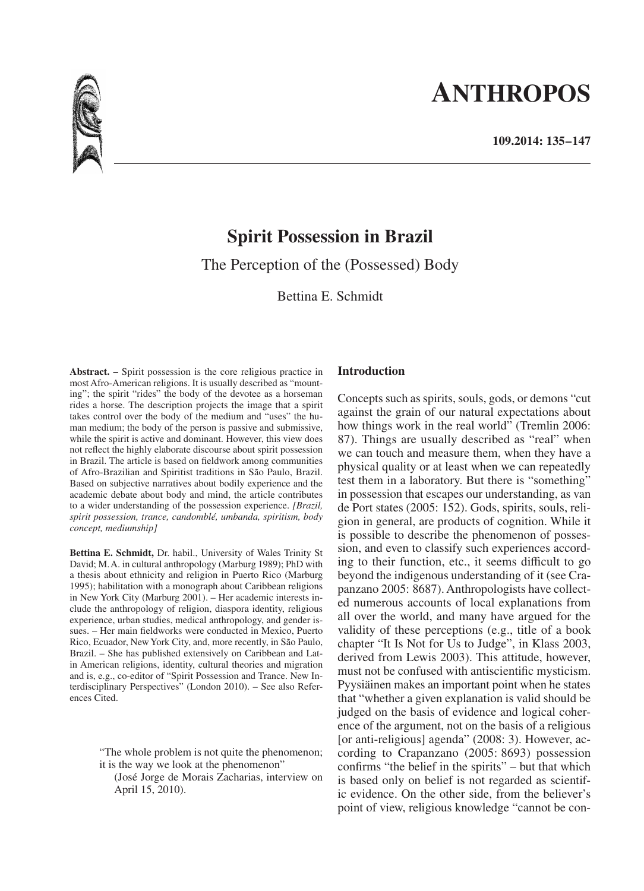# Spirit Possession in Brazil

## The Perception of the (Possessed) Body

Bettina E. Schmidt

**Abstract.** – Spirit possession is the core religious practice in most Afro-American religions. It is usually described as "mounting"; the spirit "rides" the body of the devotee as a horseman rides a horse. The description projects the image that a spirit takes control over the body of the medium and "uses" the human medium; the body of the person is passive and submissive, while the spirit is active and dominant. However, this view does not reflect the highly elaborate discourse about spirit possession in Brazil. The article is based on fieldwork among communities of Afro-Brazilian and Spiritist traditions in São Paulo, Brazil. Based on subjective narratives about bodily experience and the academic debate about body and mind, the article contributes to a wider understanding of the possession experience. *[Brazil, spirit possession, trance, candomblé, umbanda, spiritism, body concept, mediumship]*

**Bettina E. Schmidt,** Dr. habil., University of Wales Trinity St David; M. A. in cultural anthropology (Marburg 1989); PhD with a thesis about ethnicity and religion in Puerto Rico (Marburg 1995); habilitation with a monograph about Caribbean religions in New York City (Marburg 2001). – Her academic interests include the anthropology of religion, diaspora identity, religious experience, urban studies, medical anthropology, and gender issues. – Her main fieldworks were conducted in Mexico, Puerto Rico, Ecuador, New York City, and, more recently, in São Paulo, Brazil. – She has published extensively on Caribbean and Latin American religions, identity, cultural theories and migration and is, e.g., co-editor of "Spirit Possession and Trance. New Interdisciplinary Perspectives" (London 2010). – See also References Cited.

> "The whole problem is not quite the phenomenon; it is the way we look at the phenomenon"
> (José Jorge de Morais Zacharias, interview on April 15, 2010).

## Introduction

Concepts such as spirits, souls, gods, or demons "cut against the grain of our natural expectations about how things work in the real world" (Tremlin 2006: 87). Things are usually described as "real" when we can touch and measure them, when they have a physical quality or at least when we can repeatedly test them in a laboratory. But there is "something" in possession that escapes our understanding, as van de Port states (2005: 152). Gods, spirits, souls, religion in general, are products of cognition. While it is possible to describe the phenomenon of possession, and even to classify such experiences according to their function, etc., it seems difficult to go beyond the indigenous understanding of it (see Crapanzano 2005: 8687). Anthropologists have collected numerous accounts of local explanations from all over the world, and many have argued for the validity of these perceptions (e.g., title of a book chapter "It Is Not for Us to Judge", in Klass 2003, derived from Lewis 2003). This attitude, however, must not be confused with antiscientific mysticism. Pyysiäinen makes an important point when he states that "whether a given explanation is valid should be judged on the basis of evidence and logical coherence of the argument, not on the basis of a religious [or anti-religious] agenda" (2008: 3). However, according to Crapanzano (2005: 8693) possession confirms "the belief in the spirits" – but that which is based only on belief is not regarded as scientific evidence. On the other side, from the believer's point of view, religious knowledge "cannot be con-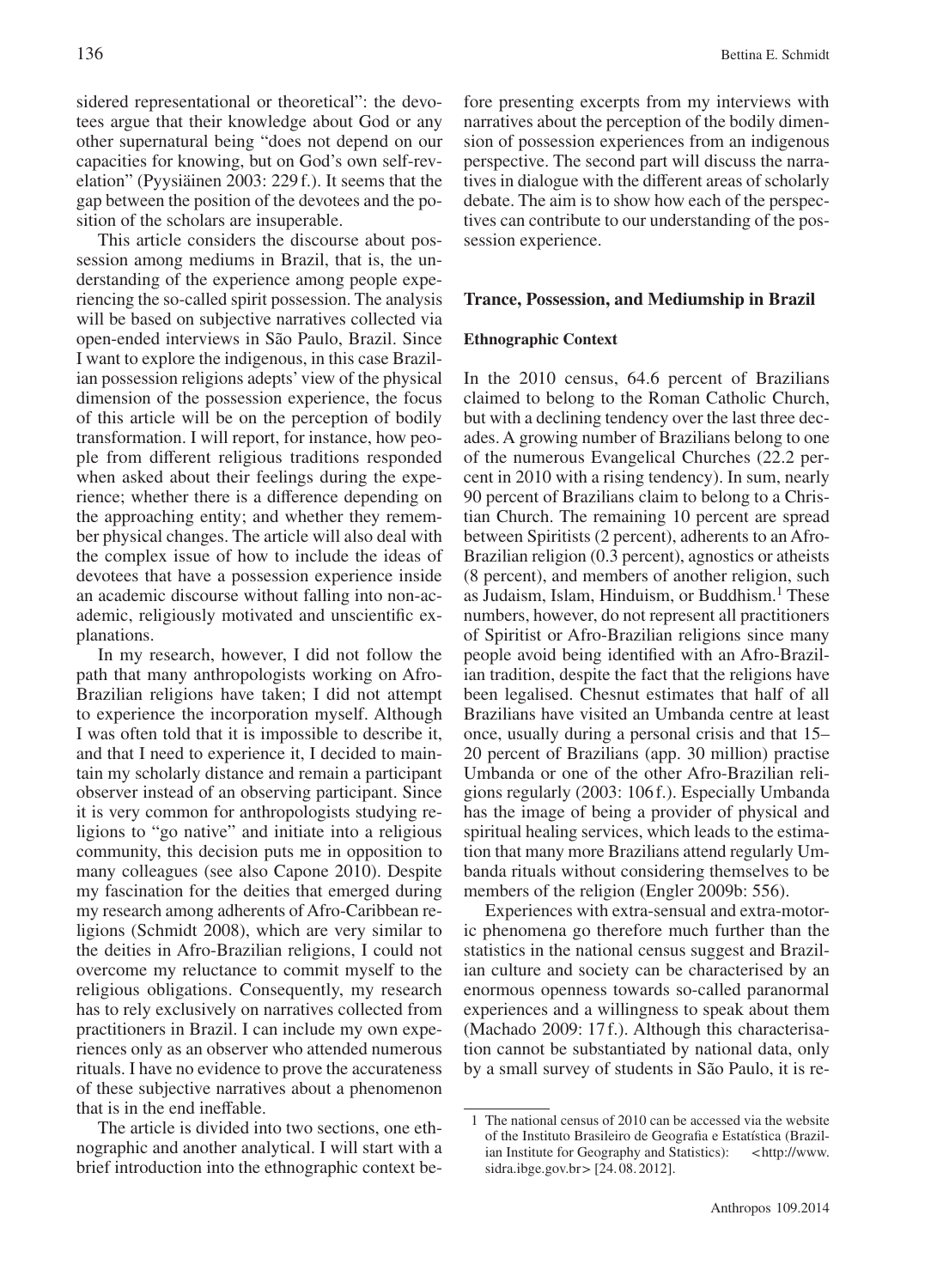sidered representational or theoretical": the devotees argue that their knowledge about God or any other supernatural being "does not depend on our capacities for knowing, but on God's own self-revelation" (Pyysiäinen 2003: 229 f.). It seems that the gap between the position of the devotees and the position of the scholars are insuperable.

This article considers the discourse about possession among mediums in Brazil, that is, the understanding of the experience among people experiencing the so-called spirit possession. The analysis will be based on subjective narratives collected via open-ended interviews in São Paulo, Brazil. Since I want to explore the indigenous, in this case Brazilian possession religions adepts' view of the physical dimension of the possession experience, the focus of this article will be on the perception of bodily transformation. I will report, for instance, how people from different religious traditions responded when asked about their feelings during the experience; whether there is a difference depending on the approaching entity; and whether they remember physical changes. The article will also deal with the complex issue of how to include the ideas of devotees that have a possession experience inside an academic discourse without falling into non-academic, religiously motivated and unscientific explanations.

In my research, however, I did not follow the path that many anthropologists working on Afro-Brazilian religions have taken; I did not attempt to experience the incorporation myself. Although I was often told that it is impossible to describe it, and that I need to experience it, I decided to maintain my scholarly distance and remain a participant observer instead of an observing participant. Since it is very common for anthropologists studying religions to "go native" and initiate into a religious community, this decision puts me in opposition to many colleagues (see also Capone 2010). Despite my fascination for the deities that emerged during my research among adherents of Afro-Caribbean religions (Schmidt 2008), which are very similar to the deities in Afro-Brazilian religions, I could not overcome my reluctance to commit myself to the religious obligations. Consequently, my research has to rely exclusively on narratives collected from practitioners in Brazil. I can include my own experiences only as an observer who attended numerous rituals. I have no evidence to prove the accurateness of these subjective narratives about a phenomenon that is in the end ineffable.

The article is divided into two sections, one ethnographic and another analytical. I will start with a brief introduction into the ethnographic context before presenting excerpts from my interviews with narratives about the perception of the bodily dimension of possession experiences from an indigenous perspective. The second part will discuss the narratives in dialogue with the different areas of scholarly debate. The aim is to show how each of the perspectives can contribute to our understanding of the possession experience.

## Trance, Possession, and Mediumship in Brazil

### Ethnographic Context

In the 2010 census, 64.6 percent of Brazilians claimed to belong to the Roman Catholic Church, but with a declining tendency over the last three decades. A growing number of Brazilians belong to one of the numerous Evangelical Churches (22.2 percent in 2010 with a rising tendency). In sum, nearly 90 percent of Brazilians claim to belong to a Christian Church. The remaining 10 percent are spread between Spiritists (2 percent), adherents to an Afro-Brazilian religion (0.3 percent), agnostics or atheists (8 percent), and members of another religion, such as Judaism, Islam, Hinduism, or Buddhism.[1] These numbers, however, do not represent all practitioners of Spiritist or Afro-Brazilian religions since many people avoid being identified with an Afro-Brazilian tradition, despite the fact that the religions have been legalised. Chesnut estimates that half of all Brazilians have visited an Umbanda centre at least once, usually during a personal crisis and that 15–20 percent of Brazilians (app. 30 million) practise Umbanda or one of the other Afro-Brazilian religions regularly (2003: 106 f.). Especially Umbanda has the image of being a provider of physical and spiritual healing services, which leads to the estimation that many more Brazilians attend regularly Umbanda rituals without considering themselves to be members of the religion (Engler 2009b: 556).

Experiences with extra-sensual and extra-motoric phenomena go therefore much further than the statistics in the national census suggest and Brazilian culture and society can be characterised by an enormous openness towards so-called paranormal experiences and a willingness to speak about them (Machado 2009: 17 f.). Although this characterisation cannot be substantiated by national data, only by a small survey of students in São Paulo, it is re-

---

1 The national census of 2010 can be accessed via the website of the Instituto Brasileiro de Geografia e Estatística (Brazilian Institute for Geography and Statistics): <http://www.sidra.ibge.gov.br> [24. 08. 2012].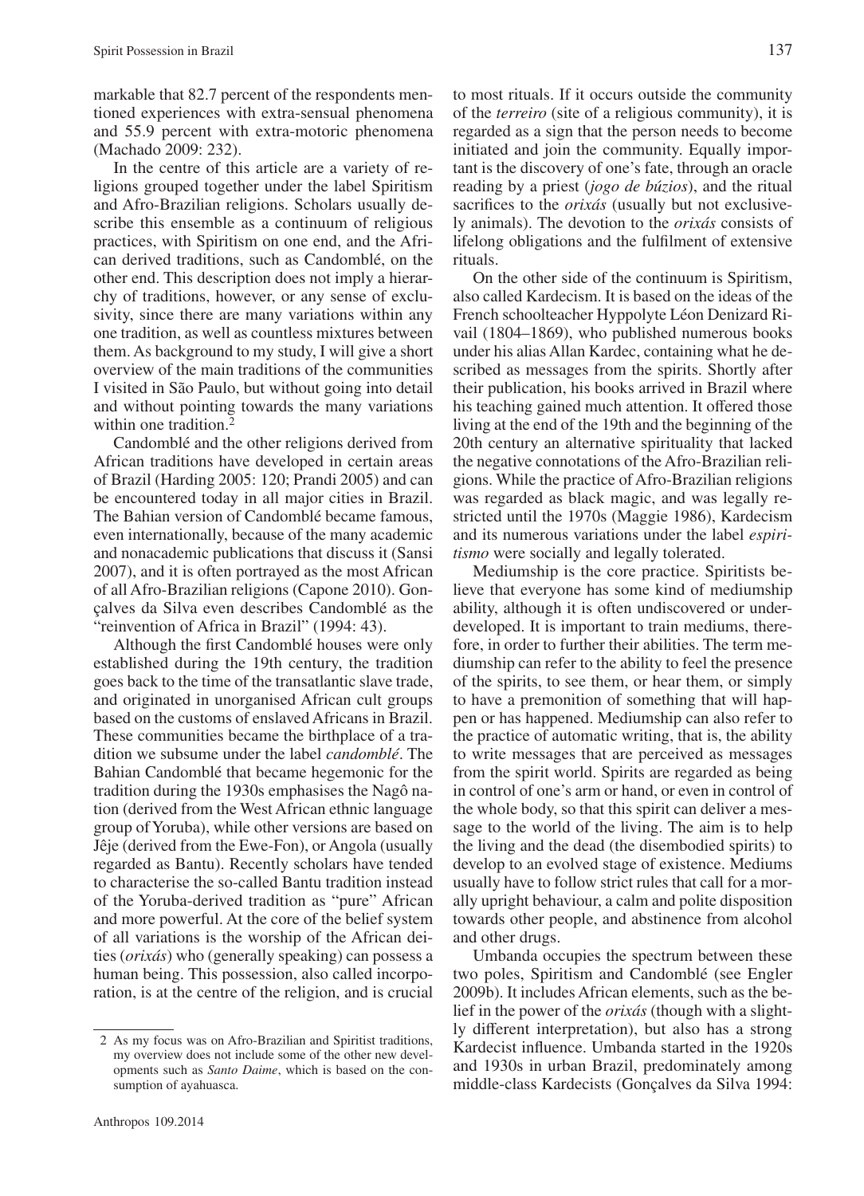markable that 82.7 percent of the respondents mentioned experiences with extra-sensual phenomena and 55.9 percent with extra-motoric phenomena (Machado 2009: 232).

In the centre of this article are a variety of religions grouped together under the label Spiritism and Afro-Brazilian religions. Scholars usually describe this ensemble as a continuum of religious practices, with Spiritism on one end, and the African derived traditions, such as Candomblé, on the other end. This description does not imply a hierarchy of traditions, however, or any sense of exclusivity, since there are many variations within any one tradition, as well as countless mixtures between them. As background to my study, I will give a short overview of the main traditions of the communities I visited in São Paulo, but without going into detail and without pointing towards the many variations within one tradition.[2]

Candomblé and the other religions derived from African traditions have developed in certain areas of Brazil (Harding 2005: 120; Prandi 2005) and can be encountered today in all major cities in Brazil. The Bahian version of Candomblé became famous, even internationally, because of the many academic and nonacademic publications that discuss it (Sansi 2007), and it is often portrayed as the most African of all Afro-Brazilian religions (Capone 2010). Gonçalves da Silva even describes Candomblé as the "reinvention of Africa in Brazil" (1994: 43).

Although the first Candomblé houses were only established during the 19th century, the tradition goes back to the time of the transatlantic slave trade, and originated in unorganised African cult groups based on the customs of enslaved Africans in Brazil. These communities became the birthplace of a tradition we subsume under the label *candomblé*. The Bahian Candomblé that became hegemonic for the tradition during the 1930s emphasises the Nagô nation (derived from the West African ethnic language group of Yoruba), while other versions are based on Jêje (derived from the Ewe-Fon), or Angola (usually regarded as Bantu). Recently scholars have tended to characterise the so-called Bantu tradition instead of the Yoruba-derived tradition as "pure" African and more powerful. At the core of the belief system of all variations is the worship of the African deities (*orixás*) who (generally speaking) can possess a human being. This possession, also called incorporation, is at the centre of the religion, and is crucial to most rituals. If it occurs outside the community of the *terreiro* (site of a religious community), it is regarded as a sign that the person needs to become initiated and join the community. Equally important is the discovery of one's fate, through an oracle reading by a priest (*jogo de búzios*), and the ritual sacrifices to the *orixás* (usually but not exclusively animals). The devotion to the *orixás* consists of lifelong obligations and the fulfilment of extensive rituals.

On the other side of the continuum is Spiritism, also called Kardecism. It is based on the ideas of the French schoolteacher Hyppolyte Léon Denizard Rivail (1804–1869), who published numerous books under his alias Allan Kardec, containing what he described as messages from the spirits. Shortly after their publication, his books arrived in Brazil where his teaching gained much attention. It offered those living at the end of the 19th and the beginning of the 20th century an alternative spirituality that lacked the negative connotations of the Afro-Brazilian religions. While the practice of Afro-Brazilian religions was regarded as black magic, and was legally restricted until the 1970s (Maggie 1986), Kardecism and its numerous variations under the label *espiritismo* were socially and legally tolerated.

Mediumship is the core practice. Spiritists believe that everyone has some kind of mediumship ability, although it is often undiscovered or underdeveloped. It is important to train mediums, therefore, in order to further their abilities. The term mediumship can refer to the ability to feel the presence of the spirits, to see them, or hear them, or simply to have a premonition of something that will happen or has happened. Mediumship can also refer to the practice of automatic writing, that is, the ability to write messages that are perceived as messages from the spirit world. Spirits are regarded as being in control of one's arm or hand, or even in control of the whole body, so that this spirit can deliver a message to the world of the living. The aim is to help the living and the dead (the disembodied spirits) to develop to an evolved stage of existence. Mediums usually have to follow strict rules that call for a morally upright behaviour, a calm and polite disposition towards other people, and abstinence from alcohol and other drugs.

Umbanda occupies the spectrum between these two poles, Spiritism and Candomblé (see Engler 2009b). It includes African elements, such as the belief in the power of the *orixás* (though with a slightly different interpretation), but also has a strong Kardecist influence. Umbanda started in the 1920s and 1930s in urban Brazil, predominately among middle-class Kardecists (Gonçalves da Silva 1994:

---

2 As my focus was on Afro-Brazilian and Spiritist traditions, my overview does not include some of the other new developments such as *Santo Daime*, which is based on the consumption of ayahuasca.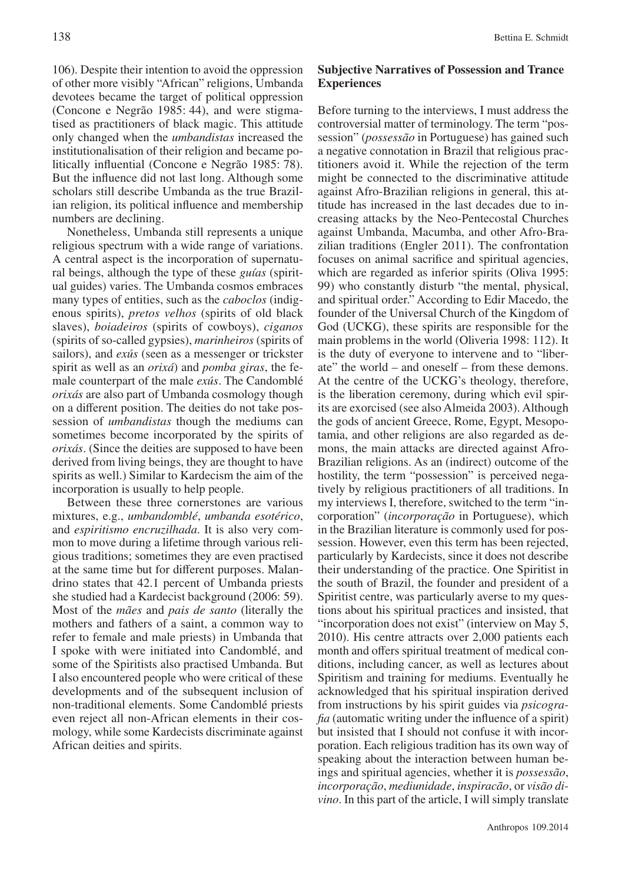106). Despite their intention to avoid the oppression of other more visibly "African" religions, Umbanda devotees became the target of political oppression (Concone e Negrão 1985: 44), and were stigmatised as practitioners of black magic. This attitude only changed when the *umbandistas* increased the institutionalisation of their religion and became politically influential (Concone e Negrão 1985: 78). But the influence did not last long. Although some scholars still describe Umbanda as the true Brazilian religion, its political influence and membership numbers are declining.

Nonetheless, Umbanda still represents a unique religious spectrum with a wide range of variations. A central aspect is the incorporation of supernatural beings, although the type of these *guías* (spiritual guides) varies. The Umbanda cosmos embraces many types of entities, such as the *caboclos* (indigenous spirits), *pretos velhos* (spirits of old black slaves), *boiadeiros* (spirits of cowboys), *ciganos* (spirits of so-called gypsies), *marinheiros* (spirits of sailors), and *exús* (seen as a messenger or trickster spirit as well as an *orixá*) and *pomba giras*, the female counterpart of the male *exús*. The Candomblé *orixás* are also part of Umbanda cosmology though on a different position. The deities do not take possession of *umbandistas* though the mediums can sometimes become incorporated by the spirits of *orixás*. (Since the deities are supposed to have been derived from living beings, they are thought to have spirits as well.) Similar to Kardecism the aim of the incorporation is usually to help people.

Between these three cornerstones are various mixtures, e.g., *umbandomblé*, *umbanda esotérico*, and *espiritismo encruzilhada*. It is also very common to move during a lifetime through various religious traditions; sometimes they are even practised at the same time but for different purposes. Malandrino states that 42.1 percent of Umbanda priests she studied had a Kardecist background (2006: 59). Most of the *mães* and *pais de santo* (literally the mothers and fathers of a saint, a common way to refer to female and male priests) in Umbanda that I spoke with were initiated into Candomblé, and some of the Spiritists also practised Umbanda. But I also encountered people who were critical of these developments and of the subsequent inclusion of non-traditional elements. Some Candomblé priests even reject all non-African elements in their cosmology, while some Kardecists discriminate against African deities and spirits.

## Subjective Narratives of Possession and Trance Experiences

Before turning to the interviews, I must address the controversial matter of terminology. The term "possession" (*possessão* in Portuguese) has gained such a negative connotation in Brazil that religious practitioners avoid it. While the rejection of the term might be connected to the discriminative attitude against Afro-Brazilian religions in general, this attitude has increased in the last decades due to increasing attacks by the Neo-Pentecostal Churches against Umbanda, Macumba, and other Afro-Brazilian traditions (Engler 2011). The confrontation focuses on animal sacrifice and spiritual agencies, which are regarded as inferior spirits (Oliva 1995: 99) who constantly disturb "the mental, physical, and spiritual order." According to Edir Macedo, the founder of the Universal Church of the Kingdom of God (UCKG), these spirits are responsible for the main problems in the world (Oliveria 1998: 112). It is the duty of everyone to intervene and to "liberate" the world – and oneself – from these demons. At the centre of the UCKG's theology, therefore, is the liberation ceremony, during which evil spirits are exorcised (see also Almeida 2003). Although the gods of ancient Greece, Rome, Egypt, Mesopotamia, and other religions are also regarded as demons, the main attacks are directed against Afro-Brazilian religions. As an (indirect) outcome of the hostility, the term "possession" is perceived negatively by religious practitioners of all traditions. In my interviews I, therefore, switched to the term "incorporation" (*incorporação* in Portuguese), which in the Brazilian literature is commonly used for possession. However, even this term has been rejected, particularly by Kardecists, since it does not describe their understanding of the practice. One Spiritist in the south of Brazil, the founder and president of a Spiritist centre, was particularly averse to my questions about his spiritual practices and insisted, that "incorporation does not exist" (interview on May 5, 2010). His centre attracts over 2,000 patients each month and offers spiritual treatment of medical conditions, including cancer, as well as lectures about Spiritism and training for mediums. Eventually he acknowledged that his spiritual inspiration derived from instructions by his spirit guides via *psicografia* (automatic writing under the influence of a spirit) but insisted that I should not confuse it with incorporation. Each religious tradition has its own way of speaking about the interaction between human beings and spiritual agencies, whether it is *possessão*, *incorporação*, *mediunidade*, *inspiracão*, or *visão divino*. In this part of the article, I will simply translate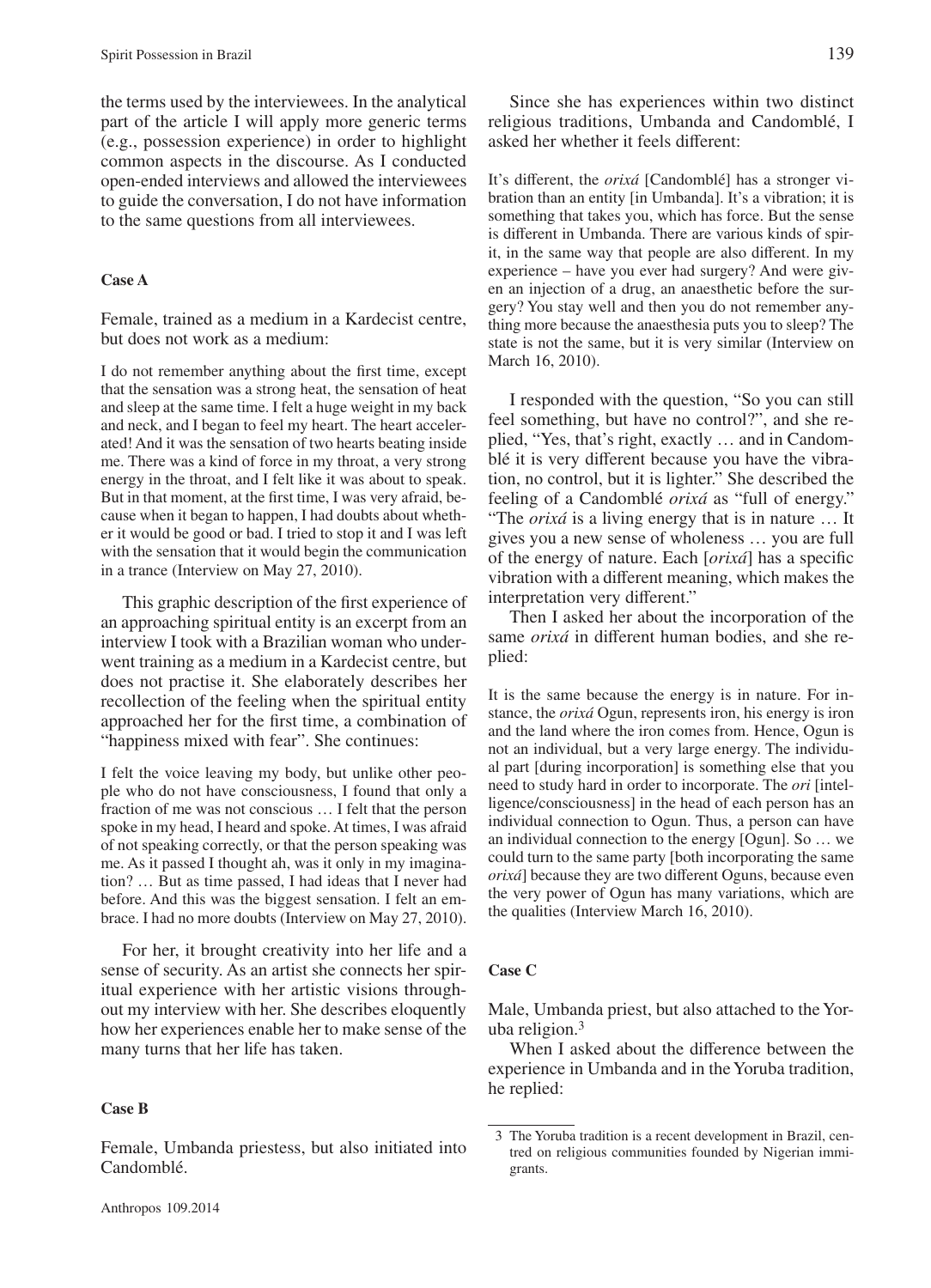the terms used by the interviewees. In the analytical part of the article I will apply more generic terms (e.g., possession experience) in order to highlight common aspects in the discourse. As I conducted open-ended interviews and allowed the interviewees to guide the conversation, I do not have information to the same questions from all interviewees.

#### Case A

Female, trained as a medium in a Kardecist centre, but does not work as a medium:

> I do not remember anything about the first time, except that the sensation was a strong heat, the sensation of heat and sleep at the same time. I felt a huge weight in my back and neck, and I began to feel my heart. The heart accelerated! And it was the sensation of two hearts beating inside me. There was a kind of force in my throat, a very strong energy in the throat, and I felt like it was about to speak. But in that moment, at the first time, I was very afraid, because when it began to happen, I had doubts about whether it would be good or bad. I tried to stop it and I was left with the sensation that it would begin the communication in a trance (Interview on May 27, 2010).

This graphic description of the first experience of an approaching spiritual entity is an excerpt from an interview I took with a Brazilian woman who underwent training as a medium in a Kardecist centre, but does not practise it. She elaborately describes her recollection of the feeling when the spiritual entity approached her for the first time, a combination of "happiness mixed with fear". She continues:

> I felt the voice leaving my body, but unlike other people who do not have consciousness, I found that only a fraction of me was not conscious … I felt that the person spoke in my head, I heard and spoke. At times, I was afraid of not speaking correctly, or that the person speaking was me. As it passed I thought ah, was it only in my imagination? … But as time passed, I had ideas that I never had before. And this was the biggest sensation. I felt an embrace. I had no more doubts (Interview on May 27, 2010).

For her, it brought creativity into her life and a sense of security. As an artist she connects her spiritual experience with her artistic visions throughout my interview with her. She describes eloquently how her experiences enable her to make sense of the many turns that her life has taken.

#### Case B

Female, Umbanda priestess, but also initiated into Candomblé.

Since she has experiences within two distinct religious traditions, Umbanda and Candomblé, I asked her whether it feels different:

> It's different, the *orixá* [Candomblé] has a stronger vibration than an entity [in Umbanda]. It's a vibration; it is something that takes you, which has force. But the sense is different in Umbanda. There are various kinds of spirit, in the same way that people are also different. In my experience – have you ever had surgery? And were given an injection of a drug, an anaesthetic before the surgery? You stay well and then you do not remember anything more because the anaesthesia puts you to sleep? The state is not the same, but it is very similar (Interview on March 16, 2010).

I responded with the question, "So you can still feel something, but have no control?", and she replied, "Yes, that's right, exactly … and in Candomblé it is very different because you have the vibration, no control, but it is lighter." She described the feeling of a Candomblé *orixá* as "full of energy." "The *orixá* is a living energy that is in nature … It gives you a new sense of wholeness … you are full of the energy of nature. Each [*orixá*] has a specific vibration with a different meaning, which makes the interpretation very different."

Then I asked her about the incorporation of the same *orixá* in different human bodies, and she replied:

> It is the same because the energy is in nature. For instance, the *orixá* Ogun, represents iron, his energy is iron and the land where the iron comes from. Hence, Ogun is not an individual, but a very large energy. The individual part [during incorporation] is something else that you need to study hard in order to incorporate. The *ori* [intelligence/consciousness] in the head of each person has an individual connection to Ogun. Thus, a person can have an individual connection to the energy [Ogun]. So … we could turn to the same party [both incorporating the same *orixá*] because they are two different Oguns, because even the very power of Ogun has many variations, which are the qualities (Interview March 16, 2010).

#### Case C

Male, Umbanda priest, but also attached to the Yoruba religion.[3]

When I asked about the difference between the experience in Umbanda and in the Yoruba tradition, he replied:

[3] The Yoruba tradition is a recent development in Brazil, centred on religious communities founded by Nigerian immigrants.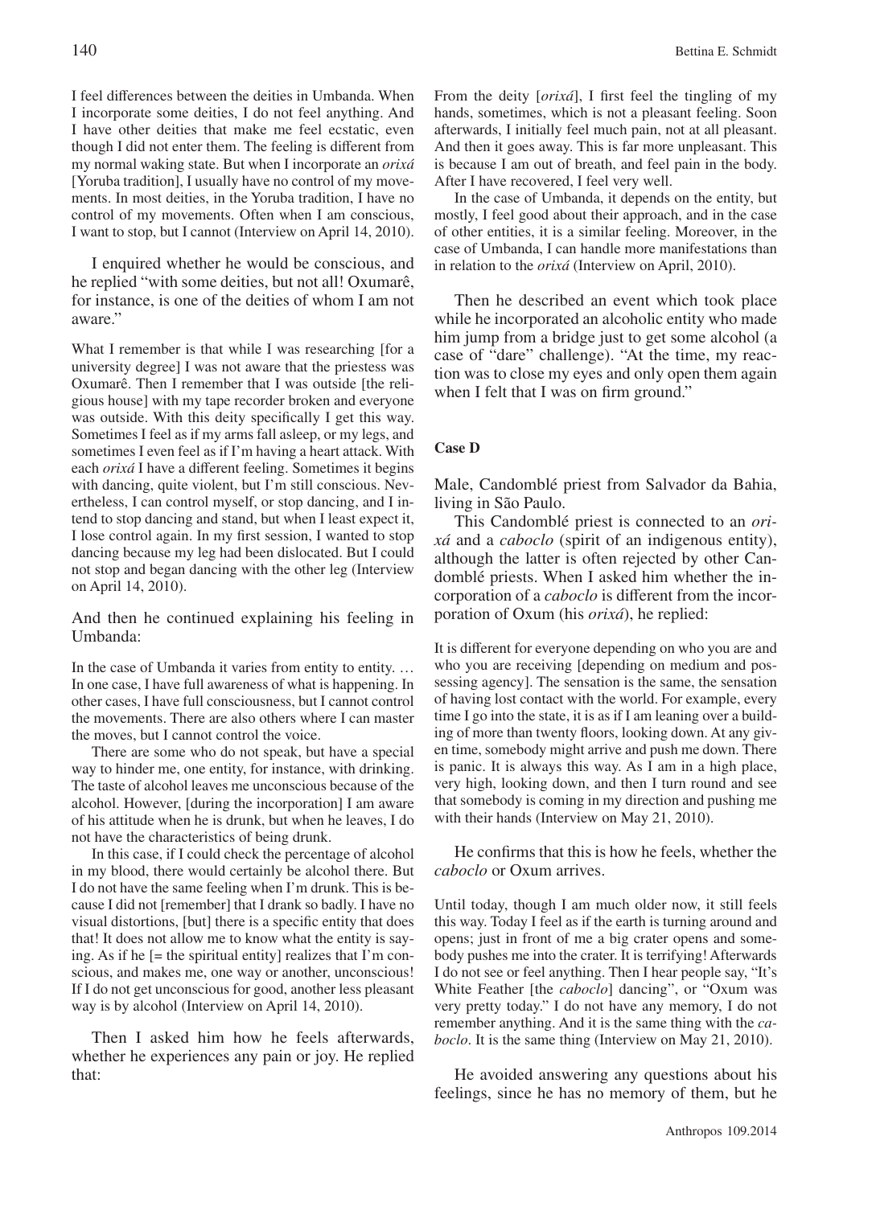I feel differences between the deities in Umbanda. When I incorporate some deities, I do not feel anything. And I have other deities that make me feel ecstatic, even though I did not enter them. The feeling is different from my normal waking state. But when I incorporate an *orixá* [Yoruba tradition], I usually have no control of my movements. In most deities, in the Yoruba tradition, I have no control of my movements. Often when I am conscious, I want to stop, but I cannot (Interview on April 14, 2010).

I enquired whether he would be conscious, and he replied "with some deities, but not all! Oxumarê, for instance, is one of the deities of whom I am not aware."

> What I remember is that while I was researching [for a university degree] I was not aware that the priestess was Oxumarê. Then I remember that I was outside [the religious house] with my tape recorder broken and everyone was outside. With this deity specifically I get this way. Sometimes I feel as if my arms fall asleep, or my legs, and sometimes I even feel as if I'm having a heart attack. With each *orixá* I have a different feeling. Sometimes it begins with dancing, quite violent, but I'm still conscious. Nevertheless, I can control myself, or stop dancing, and I intend to stop dancing and stand, but when I least expect it, I lose control again. In my first session, I wanted to stop dancing because my leg had been dislocated. But I could not stop and began dancing with the other leg (Interview on April 14, 2010).

And then he continued explaining his feeling in Umbanda:

> In the case of Umbanda it varies from entity to entity. … In one case, I have full awareness of what is happening. In other cases, I have full consciousness, but I cannot control the movements. There are also others where I can master the moves, but I cannot control the voice.
>
> There are some who do not speak, but have a special way to hinder me, one entity, for instance, with drinking. The taste of alcohol leaves me unconscious because of the alcohol. However, [during the incorporation] I am aware of his attitude when he is drunk, but when he leaves, I do not have the characteristics of being drunk.
>
> In this case, if I could check the percentage of alcohol in my blood, there would certainly be alcohol there. But I do not have the same feeling when I'm drunk. This is because I did not [remember] that I drank so badly. I have no visual distortions, [but] there is a specific entity that does that! It does not allow me to know what the entity is saying. As if he [= the spiritual entity] realizes that I'm conscious, and makes me, one way or another, unconscious! If I do not get unconscious for good, another less pleasant way is by alcohol (Interview on April 14, 2010).

Then I asked him how he feels afterwards, whether he experiences any pain or joy. He replied that:

> From the deity [*orixá*], I first feel the tingling of my hands, sometimes, which is not a pleasant feeling. Soon afterwards, I initially feel much pain, not at all pleasant. And then it goes away. This is far more unpleasant. This is because I am out of breath, and feel pain in the body. After I have recovered, I feel very well.
>
> In the case of Umbanda, it depends on the entity, but mostly, I feel good about their approach, and in the case of other entities, it is a similar feeling. Moreover, in the case of Umbanda, I can handle more manifestations than in relation to the *orixá* (Interview on April, 2010).

Then he described an event which took place while he incorporated an alcoholic entity who made him jump from a bridge just to get some alcohol (a case of "dare" challenge). "At the time, my reaction was to close my eyes and only open them again when I felt that I was on firm ground."

**Case D**

Male, Candomblé priest from Salvador da Bahia, living in São Paulo.

This Candomblé priest is connected to an *orixá* and a *caboclo* (spirit of an indigenous entity), although the latter is often rejected by other Candomblé priests. When I asked him whether the incorporation of a *caboclo* is different from the incorporation of Oxum (his *orixá*), he replied:

> It is different for everyone depending on who you are and who you are receiving [depending on medium and possessing agency]. The sensation is the same, the sensation of having lost contact with the world. For example, every time I go into the state, it is as if I am leaning over a building of more than twenty floors, looking down. At any given time, somebody might arrive and push me down. There is panic. It is always this way. As I am in a high place, very high, looking down, and then I turn round and see that somebody is coming in my direction and pushing me with their hands (Interview on May 21, 2010).

He confirms that this is how he feels, whether the *caboclo* or Oxum arrives.

> Until today, though I am much older now, it still feels this way. Today I feel as if the earth is turning around and opens; just in front of me a big crater opens and somebody pushes me into the crater. It is terrifying! Afterwards I do not see or feel anything. Then I hear people say, "It's White Feather [the *caboclo*] dancing", or "Oxum was very pretty today." I do not have any memory, I do not remember anything. And it is the same thing with the *caboclo*. It is the same thing (Interview on May 21, 2010).

He avoided answering any questions about his feelings, since he has no memory of them, but he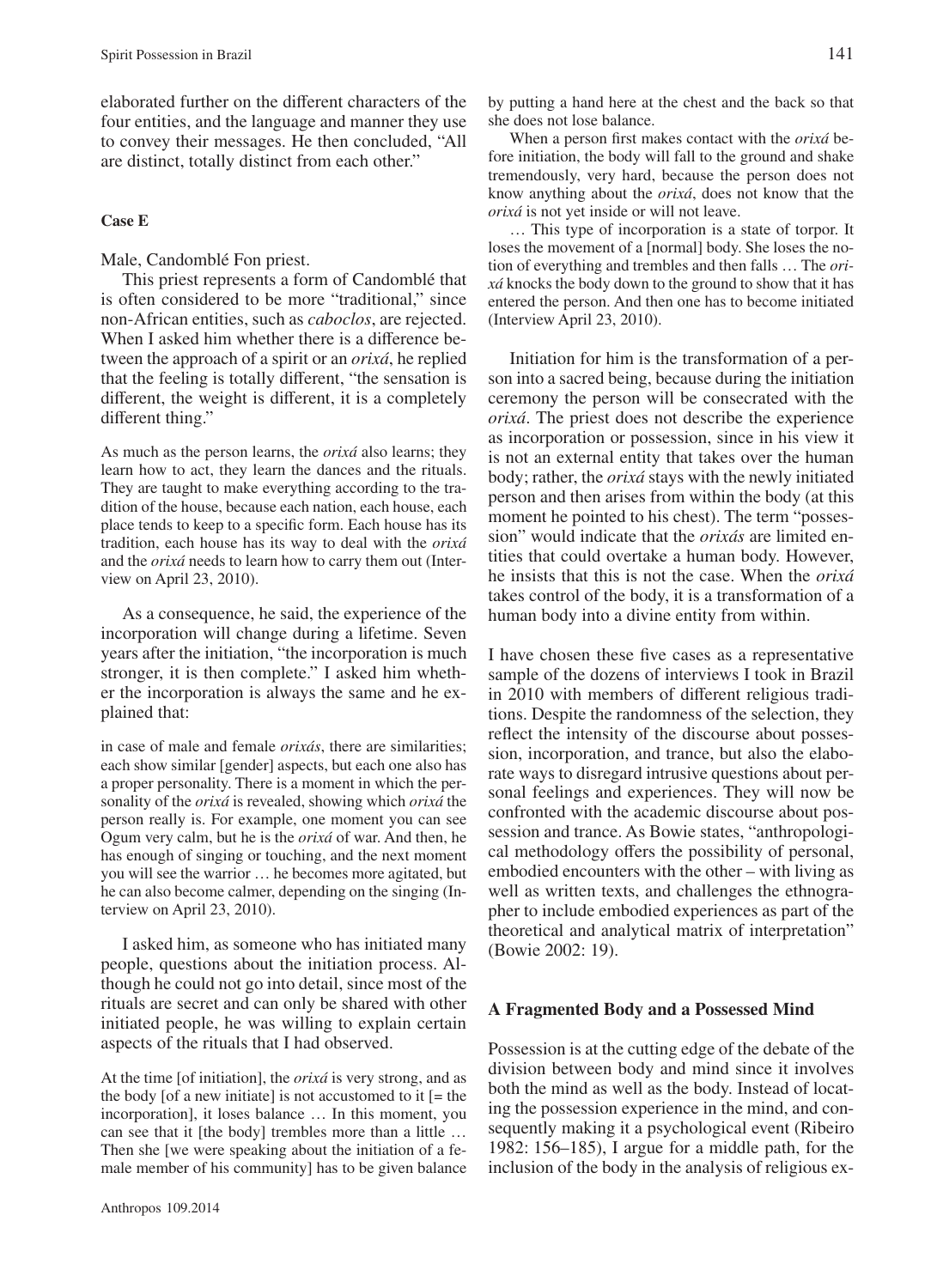elaborated further on the different characters of the four entities, and the language and manner they use to convey their messages. He then concluded, "All are distinct, totally distinct from each other."

### Case E

Male, Candomblé Fon priest.

This priest represents a form of Candomblé that is often considered to be more "traditional," since non-African entities, such as *caboclos*, are rejected. When I asked him whether there is a difference between the approach of a spirit or an *orixá*, he replied that the feeling is totally different, "the sensation is different, the weight is different, it is a completely different thing."

> As much as the person learns, the *orixá* also learns; they learn how to act, they learn the dances and the rituals. They are taught to make everything according to the tradition of the house, because each nation, each house, each place tends to keep to a specific form. Each house has its tradition, each house has its way to deal with the *orixá* and the *orixá* needs to learn how to carry them out (Interview on April 23, 2010).

As a consequence, he said, the experience of the incorporation will change during a lifetime. Seven years after the initiation, "the incorporation is much stronger, it is then complete." I asked him whether the incorporation is always the same and he explained that:

> in case of male and female *orixás*, there are similarities; each show similar [gender] aspects, but each one also has a proper personality. There is a moment in which the personality of the *orixá* is revealed, showing which *orixá* the person really is. For example, one moment you can see Ogum very calm, but he is the *orixá* of war. And then, he has enough of singing or touching, and the next moment you will see the warrior … he becomes more agitated, but he can also become calmer, depending on the singing (Interview on April 23, 2010).

I asked him, as someone who has initiated many people, questions about the initiation process. Although he could not go into detail, since most of the rituals are secret and can only be shared with other initiated people, he was willing to explain certain aspects of the rituals that I had observed.

> At the time [of initiation], the *orixá* is very strong, and as the body [of a new initiate] is not accustomed to it [= the incorporation], it loses balance … In this moment, you can see that it [the body] trembles more than a little … Then she [we were speaking about the initiation of a female member of his community] has to be given balance by putting a hand here at the chest and the back so that she does not lose balance.
>
> When a person first makes contact with the *orixá* before initiation, the body will fall to the ground and shake tremendously, very hard, because the person does not know anything about the *orixá*, does not know that the *orixá* is not yet inside or will not leave.
>
> … This type of incorporation is a state of torpor. It loses the movement of a [normal] body. She loses the notion of everything and trembles and then falls … The *orixá* knocks the body down to the ground to show that it has entered the person. And then one has to become initiated (Interview April 23, 2010).

Initiation for him is the transformation of a person into a sacred being, because during the initiation ceremony the person will be consecrated with the *orixá*. The priest does not describe the experience as incorporation or possession, since in his view it is not an external entity that takes over the human body; rather, the *orixá* stays with the newly initiated person and then arises from within the body (at this moment he pointed to his chest). The term "possession" would indicate that the *orixás* are limited entities that could overtake a human body. However, he insists that this is not the case. When the *orixá* takes control of the body, it is a transformation of a human body into a divine entity from within.

I have chosen these five cases as a representative sample of the dozens of interviews I took in Brazil in 2010 with members of different religious traditions. Despite the randomness of the selection, they reflect the intensity of the discourse about possession, incorporation, and trance, but also the elaborate ways to disregard intrusive questions about personal feelings and experiences. They will now be confronted with the academic discourse about possession and trance. As Bowie states, "anthropological methodology offers the possibility of personal, embodied encounters with the other – with living as well as written texts, and challenges the ethnographer to include embodied experiences as part of the theoretical and analytical matrix of interpretation" (Bowie 2002: 19).

## A Fragmented Body and a Possessed Mind

Possession is at the cutting edge of the debate of the division between body and mind since it involves both the mind as well as the body. Instead of locating the possession experience in the mind, and consequently making it a psychological event (Ribeiro 1982: 156–185), I argue for a middle path, for the inclusion of the body in the analysis of religious ex-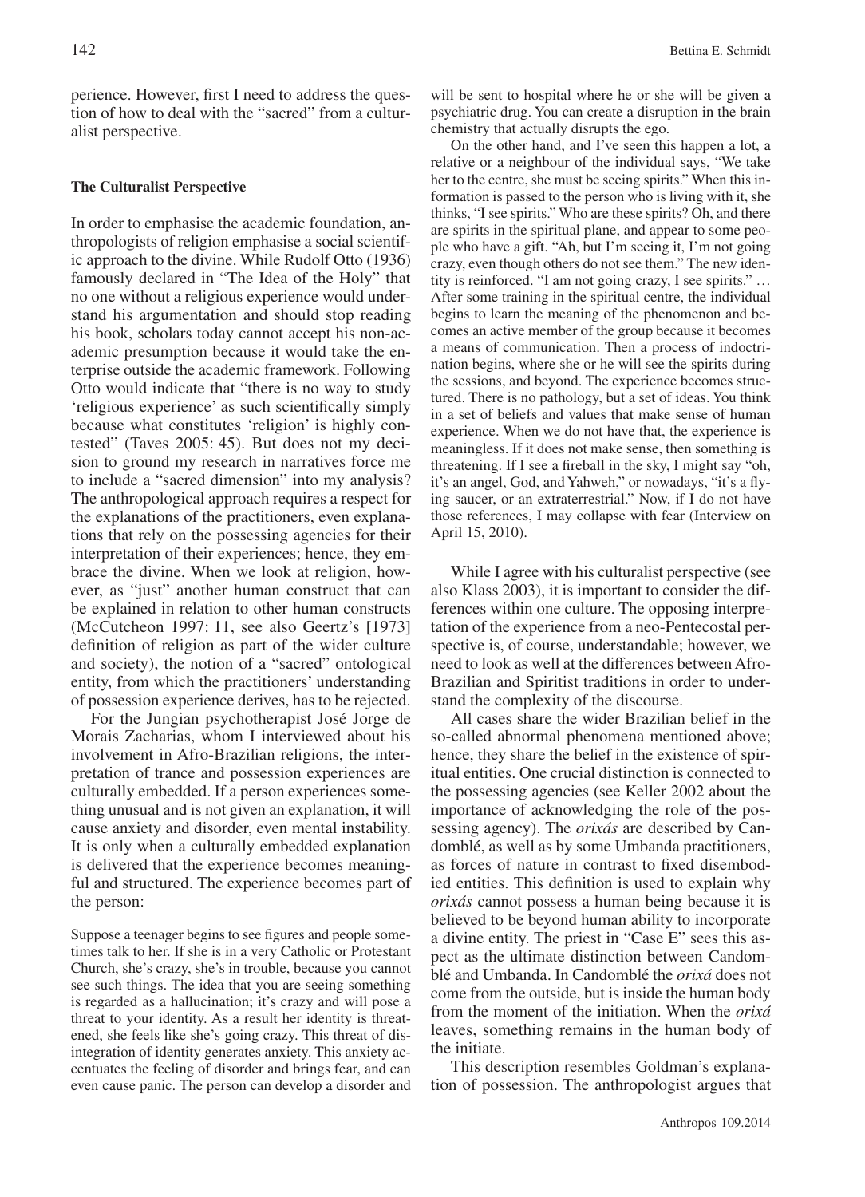perience. However, first I need to address the question of how to deal with the "sacred" from a culturalist perspective.

### The Culturalist Perspective

In order to emphasise the academic foundation, anthropologists of religion emphasise a social scientific approach to the divine. While Rudolf Otto (1936) famously declared in "The Idea of the Holy" that no one without a religious experience would understand his argumentation and should stop reading his book, scholars today cannot accept his non-academic presumption because it would take the enterprise outside the academic framework. Following Otto would indicate that "there is no way to study 'religious experience' as such scientifically simply because what constitutes 'religion' is highly contested" (Taves 2005: 45). But does not my decision to ground my research in narratives force me to include a "sacred dimension" into my analysis? The anthropological approach requires a respect for the explanations of the practitioners, even explanations that rely on the possessing agencies for their interpretation of their experiences; hence, they embrace the divine. When we look at religion, however, as "just" another human construct that can be explained in relation to other human constructs (McCutcheon 1997: 11, see also Geertz's [1973] definition of religion as part of the wider culture and society), the notion of a "sacred" ontological entity, from which the practitioners' understanding of possession experience derives, has to be rejected.

For the Jungian psychotherapist José Jorge de Morais Zacharias, whom I interviewed about his involvement in Afro-Brazilian religions, the interpretation of trance and possession experiences are culturally embedded. If a person experiences something unusual and is not given an explanation, it will cause anxiety and disorder, even mental instability. It is only when a culturally embedded explanation is delivered that the experience becomes meaningful and structured. The experience becomes part of the person:

> Suppose a teenager begins to see figures and people sometimes talk to her. If she is in a very Catholic or Protestant Church, she's crazy, she's in trouble, because you cannot see such things. The idea that you are seeing something is regarded as a hallucination; it's crazy and will pose a threat to your identity. As a result her identity is threatened, she feels like she's going crazy. This threat of disintegration of identity generates anxiety. This anxiety accentuates the feeling of disorder and brings fear, and can even cause panic. The person can develop a disorder and will be sent to hospital where he or she will be given a psychiatric drug. You can create a disruption in the brain chemistry that actually disrupts the ego.
>
> On the other hand, and I've seen this happen a lot, a relative or a neighbour of the individual says, "We take her to the centre, she must be seeing spirits." When this information is passed to the person who is living with it, she thinks, "I see spirits." Who are these spirits? Oh, and there are spirits in the spiritual plane, and appear to some people who have a gift. "Ah, but I'm seeing it, I'm not going crazy, even though others do not see them." The new identity is reinforced. "I am not going crazy, I see spirits." … After some training in the spiritual centre, the individual begins to learn the meaning of the phenomenon and becomes an active member of the group because it becomes a means of communication. Then a process of indoctrination begins, where she or he will see the spirits during the sessions, and beyond. The experience becomes structured. There is no pathology, but a set of ideas. You think in a set of beliefs and values that make sense of human experience. When we do not have that, the experience is meaningless. If it does not make sense, then something is threatening. If I see a fireball in the sky, I might say "oh, it's an angel, God, and Yahweh," or nowadays, "it's a flying saucer, or an extraterrestrial." Now, if I do not have those references, I may collapse with fear (Interview on April 15, 2010).

While I agree with his culturalist perspective (see also Klass 2003), it is important to consider the differences within one culture. The opposing interpretation of the experience from a neo-Pentecostal perspective is, of course, understandable; however, we need to look as well at the differences between Afro-Brazilian and Spiritist traditions in order to understand the complexity of the discourse.

All cases share the wider Brazilian belief in the so-called abnormal phenomena mentioned above; hence, they share the belief in the existence of spiritual entities. One crucial distinction is connected to the possessing agencies (see Keller 2002 about the importance of acknowledging the role of the possessing agency). The *orixás* are described by Candomblé, as well as by some Umbanda practitioners, as forces of nature in contrast to fixed disembodied entities. This definition is used to explain why *orixás* cannot possess a human being because it is believed to be beyond human ability to incorporate a divine entity. The priest in "Case E" sees this aspect as the ultimate distinction between Candomblé and Umbanda. In Candomblé the *orixá* does not come from the outside, but is inside the human body from the moment of the initiation. When the *orixá* leaves, something remains in the human body of the initiate.

This description resembles Goldman's explanation of possession. The anthropologist argues that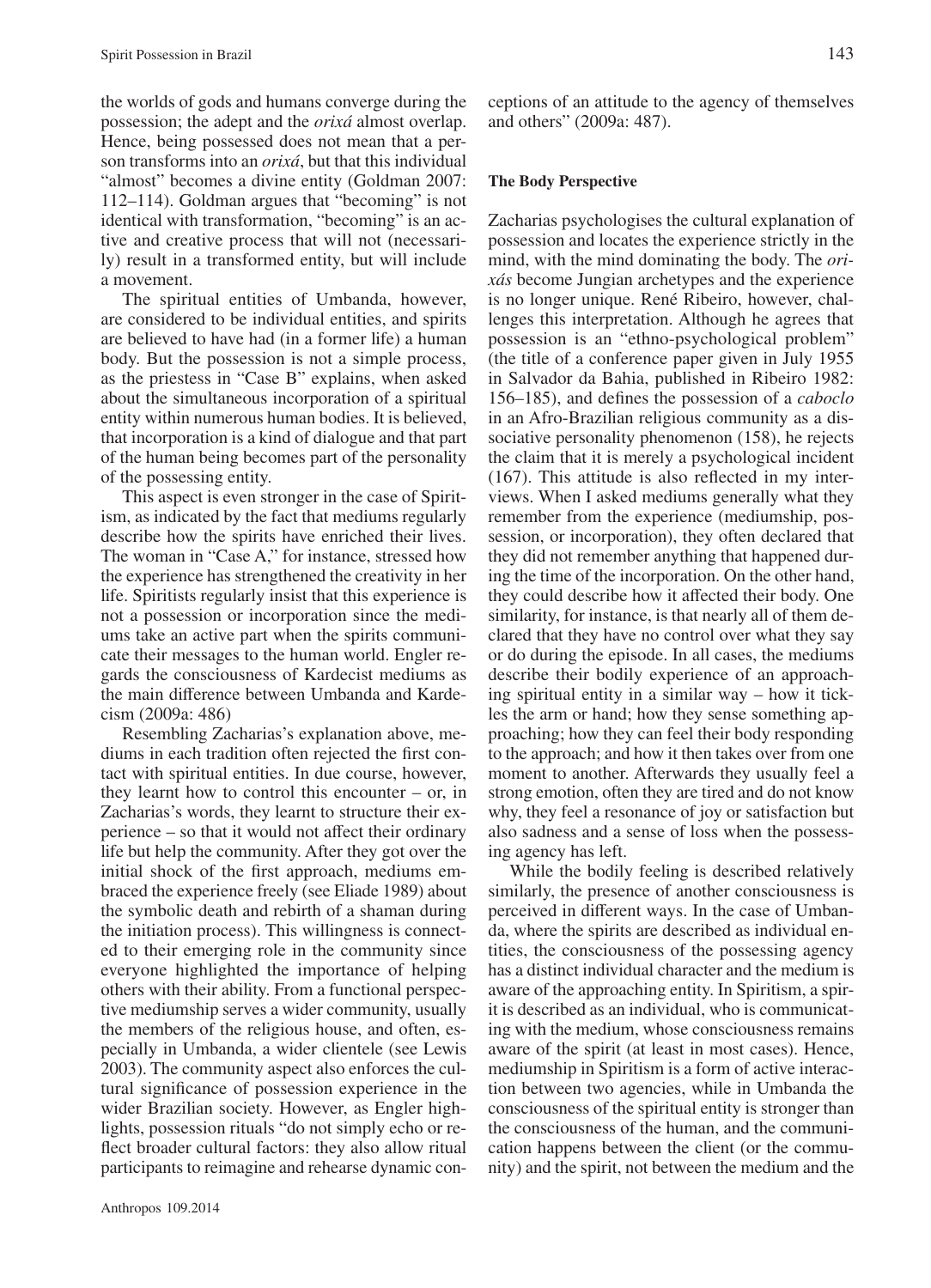the worlds of gods and humans converge during the possession; the adept and the *orixá* almost overlap. Hence, being possessed does not mean that a person transforms into an *orixá*, but that this individual "almost" becomes a divine entity (Goldman 2007: 112–114). Goldman argues that "becoming" is not identical with transformation, "becoming" is an active and creative process that will not (necessarily) result in a transformed entity, but will include a movement.

The spiritual entities of Umbanda, however, are considered to be individual entities, and spirits are believed to have had (in a former life) a human body. But the possession is not a simple process, as the priestess in "Case B" explains, when asked about the simultaneous incorporation of a spiritual entity within numerous human bodies. It is believed, that incorporation is a kind of dialogue and that part of the human being becomes part of the personality of the possessing entity.

This aspect is even stronger in the case of Spiritism, as indicated by the fact that mediums regularly describe how the spirits have enriched their lives. The woman in "Case A," for instance, stressed how the experience has strengthened the creativity in her life. Spiritists regularly insist that this experience is not a possession or incorporation since the mediums take an active part when the spirits communicate their messages to the human world. Engler regards the consciousness of Kardecist mediums as the main difference between Umbanda and Kardecism (2009a: 486)

Resembling Zacharias's explanation above, mediums in each tradition often rejected the first contact with spiritual entities. In due course, however, they learnt how to control this encounter – or, in Zacharias's words, they learnt to structure their experience – so that it would not affect their ordinary life but help the community. After they got over the initial shock of the first approach, mediums embraced the experience freely (see Eliade 1989) about the symbolic death and rebirth of a shaman during the initiation process). This willingness is connected to their emerging role in the community since everyone highlighted the importance of helping others with their ability. From a functional perspective mediumship serves a wider community, usually the members of the religious house, and often, especially in Umbanda, a wider clientele (see Lewis 2003). The community aspect also enforces the cultural significance of possession experience in the wider Brazilian society. However, as Engler highlights, possession rituals "do not simply echo or reflect broader cultural factors: they also allow ritual participants to reimagine and rehearse dynamic conceptions of an attitude to the agency of themselves and others" (2009a: 487).

**The Body Perspective**

Zacharias psychologises the cultural explanation of possession and locates the experience strictly in the mind, with the mind dominating the body. The *orixás* become Jungian archetypes and the experience is no longer unique. René Ribeiro, however, challenges this interpretation. Although he agrees that possession is an "ethno-psychological problem" (the title of a conference paper given in July 1955 in Salvador da Bahia, published in Ribeiro 1982: 156–185), and defines the possession of a *caboclo* in an Afro-Brazilian religious community as a dissociative personality phenomenon (158), he rejects the claim that it is merely a psychological incident (167). This attitude is also reflected in my interviews. When I asked mediums generally what they remember from the experience (mediumship, possession, or incorporation), they often declared that they did not remember anything that happened during the time of the incorporation. On the other hand, they could describe how it affected their body. One similarity, for instance, is that nearly all of them declared that they have no control over what they say or do during the episode. In all cases, the mediums describe their bodily experience of an approaching spiritual entity in a similar way – how it tickles the arm or hand; how they sense something approaching; how they can feel their body responding to the approach; and how it then takes over from one moment to another. Afterwards they usually feel a strong emotion, often they are tired and do not know why, they feel a resonance of joy or satisfaction but also sadness and a sense of loss when the possessing agency has left.

While the bodily feeling is described relatively similarly, the presence of another consciousness is perceived in different ways. In the case of Umbanda, where the spirits are described as individual entities, the consciousness of the possessing agency has a distinct individual character and the medium is aware of the approaching entity. In Spiritism, a spirit is described as an individual, who is communicating with the medium, whose consciousness remains aware of the spirit (at least in most cases). Hence, mediumship in Spiritism is a form of active interaction between two agencies, while in Umbanda the consciousness of the spiritual entity is stronger than the consciousness of the human, and the communication happens between the client (or the community) and the spirit, not between the medium and the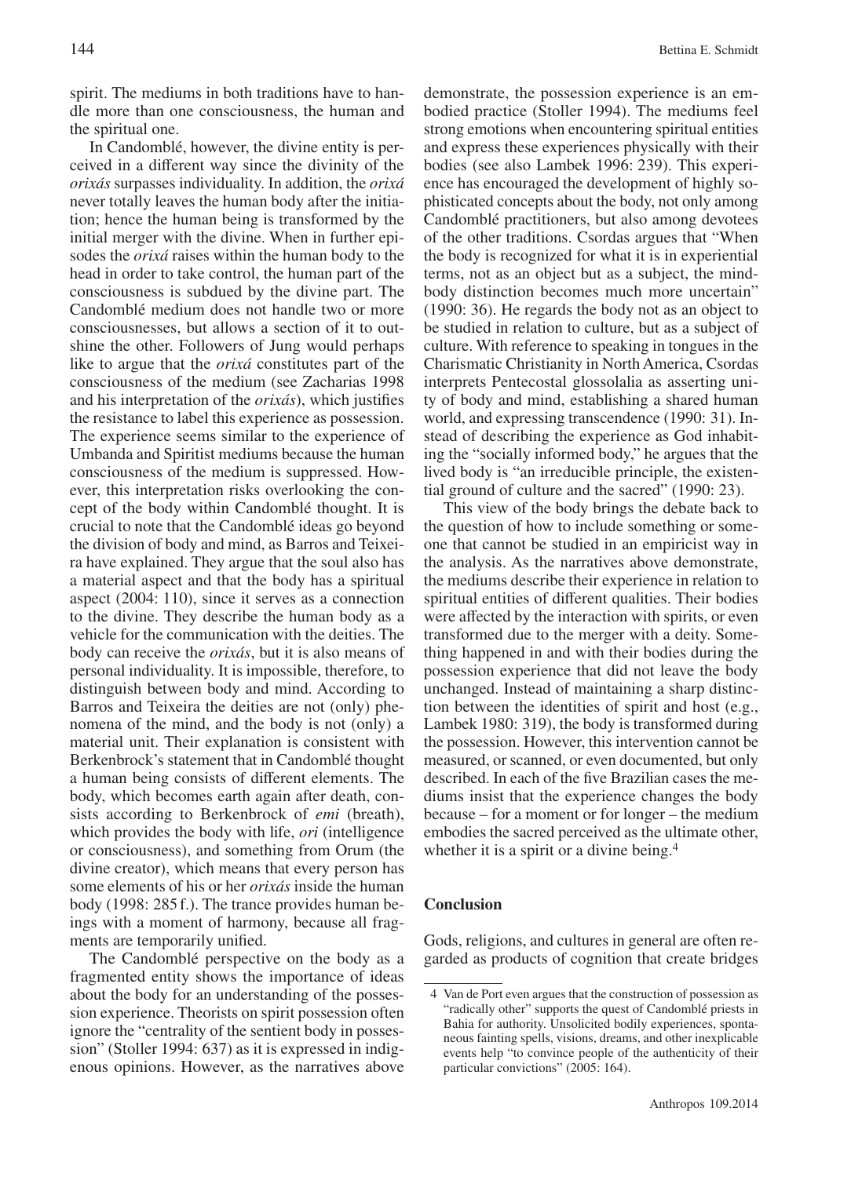spirit. The mediums in both traditions have to handle more than one consciousness, the human and the spiritual one.

In Candomblé, however, the divine entity is perceived in a different way since the divinity of the *orixás* surpasses individuality. In addition, the *orixá* never totally leaves the human body after the initiation; hence the human being is transformed by the initial merger with the divine. When in further episodes the *orixá* raises within the human body to the head in order to take control, the human part of the consciousness is subdued by the divine part. The Candomblé medium does not handle two or more consciousnesses, but allows a section of it to outshine the other. Followers of Jung would perhaps like to argue that the *orixá* constitutes part of the consciousness of the medium (see Zacharias 1998 and his interpretation of the *orixás*), which justifies the resistance to label this experience as possession. The experience seems similar to the experience of Umbanda and Spiritist mediums because the human consciousness of the medium is suppressed. However, this interpretation risks overlooking the concept of the body within Candomblé thought. It is crucial to note that the Candomblé ideas go beyond the division of body and mind, as Barros and Teixeira have explained. They argue that the soul also has a material aspect and that the body has a spiritual aspect (2004: 110), since it serves as a connection to the divine. They describe the human body as a vehicle for the communication with the deities. The body can receive the *orixás*, but it is also means of personal individuality. It is impossible, therefore, to distinguish between body and mind. According to Barros and Teixeira the deities are not (only) phenomena of the mind, and the body is not (only) a material unit. Their explanation is consistent with Berkenbrock's statement that in Candomblé thought a human being consists of different elements. The body, which becomes earth again after death, consists according to Berkenbrock of *emi* (breath), which provides the body with life, *ori* (intelligence or consciousness), and something from Orum (the divine creator), which means that every person has some elements of his or her *orixás* inside the human body (1998: 285 f.). The trance provides human beings with a moment of harmony, because all fragments are temporarily unified.

The Candomblé perspective on the body as a fragmented entity shows the importance of ideas about the body for an understanding of the possession experience. Theorists on spirit possession often ignore the "centrality of the sentient body in possession" (Stoller 1994: 637) as it is expressed in indigenous opinions. However, as the narratives above demonstrate, the possession experience is an embodied practice (Stoller 1994). The mediums feel strong emotions when encountering spiritual entities and express these experiences physically with their bodies (see also Lambek 1996: 239). This experience has encouraged the development of highly sophisticated concepts about the body, not only among Candomblé practitioners, but also among devotees of the other traditions. Csordas argues that "When the body is recognized for what it is in experiential terms, not as an object but as a subject, the mind-body distinction becomes much more uncertain" (1990: 36). He regards the body not as an object to be studied in relation to culture, but as a subject of culture. With reference to speaking in tongues in the Charismatic Christianity in North America, Csordas interprets Pentecostal glossolalia as asserting unity of body and mind, establishing a shared human world, and expressing transcendence (1990: 31). Instead of describing the experience as God inhabiting the "socially informed body," he argues that the lived body is "an irreducible principle, the existential ground of culture and the sacred" (1990: 23).

This view of the body brings the debate back to the question of how to include something or someone that cannot be studied in an empiricist way in the analysis. As the narratives above demonstrate, the mediums describe their experience in relation to spiritual entities of different qualities. Their bodies were affected by the interaction with spirits, or even transformed due to the merger with a deity. Something happened in and with their bodies during the possession experience that did not leave the body unchanged. Instead of maintaining a sharp distinction between the identities of spirit and host (e.g., Lambek 1980: 319), the body is transformed during the possession. However, this intervention cannot be measured, or scanned, or even documented, but only described. In each of the five Brazilian cases the mediums insist that the experience changes the body because – for a moment or for longer – the medium embodies the sacred perceived as the ultimate other, whether it is a spirit or a divine being.[4]

## Conclusion

Gods, religions, and cultures in general are often regarded as products of cognition that create bridges

4 Van de Port even argues that the construction of possession as "radically other" supports the quest of Candomblé priests in Bahia for authority. Unsolicited bodily experiences, spontaneous fainting spells, visions, dreams, and other inexplicable events help "to convince people of the authenticity of their particular convictions" (2005: 164).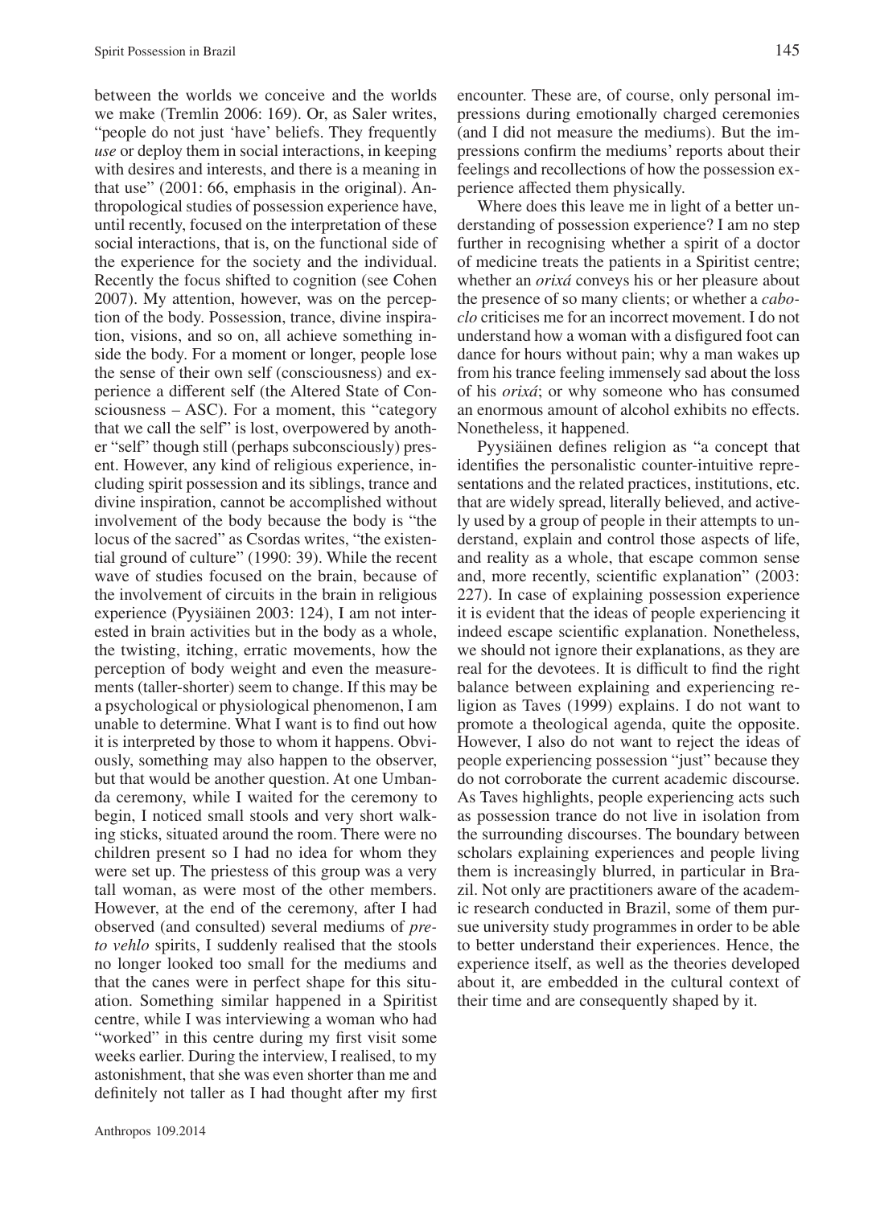between the worlds we conceive and the worlds we make (Tremlin 2006: 169). Or, as Saler writes, "people do not just 'have' beliefs. They frequently *use* or deploy them in social interactions, in keeping with desires and interests, and there is a meaning in that use" (2001: 66, emphasis in the original). Anthropological studies of possession experience have, until recently, focused on the interpretation of these social interactions, that is, on the functional side of the experience for the society and the individual. Recently the focus shifted to cognition (see Cohen 2007). My attention, however, was on the perception of the body. Possession, trance, divine inspiration, visions, and so on, all achieve something inside the body. For a moment or longer, people lose the sense of their own self (consciousness) and experience a different self (the Altered State of Consciousness – ASC). For a moment, this "category that we call the self" is lost, overpowered by another "self" though still (perhaps subconsciously) present. However, any kind of religious experience, including spirit possession and its siblings, trance and divine inspiration, cannot be accomplished without involvement of the body because the body is "the locus of the sacred" as Csordas writes, "the existential ground of culture" (1990: 39). While the recent wave of studies focused on the brain, because of the involvement of circuits in the brain in religious experience (Pyysiäinen 2003: 124), I am not interested in brain activities but in the body as a whole, the twisting, itching, erratic movements, how the perception of body weight and even the measurements (taller-shorter) seem to change. If this may be a psychological or physiological phenomenon, I am unable to determine. What I want is to find out how it is interpreted by those to whom it happens. Obviously, something may also happen to the observer, but that would be another question. At one Umbanda ceremony, while I waited for the ceremony to begin, I noticed small stools and very short walking sticks, situated around the room. There were no children present so I had no idea for whom they were set up. The priestess of this group was a very tall woman, as were most of the other members. However, at the end of the ceremony, after I had observed (and consulted) several mediums of *preto vehlo* spirits, I suddenly realised that the stools no longer looked too small for the mediums and that the canes were in perfect shape for this situation. Something similar happened in a Spiritist centre, while I was interviewing a woman who had "worked" in this centre during my first visit some weeks earlier. During the interview, I realised, to my astonishment, that she was even shorter than me and definitely not taller as I had thought after my first encounter. These are, of course, only personal impressions during emotionally charged ceremonies (and I did not measure the mediums). But the impressions confirm the mediums' reports about their feelings and recollections of how the possession experience affected them physically.

Where does this leave me in light of a better understanding of possession experience? I am no step further in recognising whether a spirit of a doctor of medicine treats the patients in a Spiritist centre; whether an *orixá* conveys his or her pleasure about the presence of so many clients; or whether a *caboclo* criticises me for an incorrect movement. I do not understand how a woman with a disfigured foot can dance for hours without pain; why a man wakes up from his trance feeling immensely sad about the loss of his *orixá*; or why someone who has consumed an enormous amount of alcohol exhibits no effects. Nonetheless, it happened.

Pyysiäinen defines religion as "a concept that identifies the personalistic counter-intuitive representations and the related practices, institutions, etc. that are widely spread, literally believed, and actively used by a group of people in their attempts to understand, explain and control those aspects of life, and reality as a whole, that escape common sense and, more recently, scientific explanation" (2003: 227). In case of explaining possession experience it is evident that the ideas of people experiencing it indeed escape scientific explanation. Nonetheless, we should not ignore their explanations, as they are real for the devotees. It is difficult to find the right balance between explaining and experiencing religion as Taves (1999) explains. I do not want to promote a theological agenda, quite the opposite. However, I also do not want to reject the ideas of people experiencing possession "just" because they do not corroborate the current academic discourse. As Taves highlights, people experiencing acts such as possession trance do not live in isolation from the surrounding discourses. The boundary between scholars explaining experiences and people living them is increasingly blurred, in particular in Brazil. Not only are practitioners aware of the academic research conducted in Brazil, some of them pursue university study programmes in order to be able to better understand their experiences. Hence, the experience itself, as well as the theories developed about it, are embedded in the cultural context of their time and are consequently shaped by it.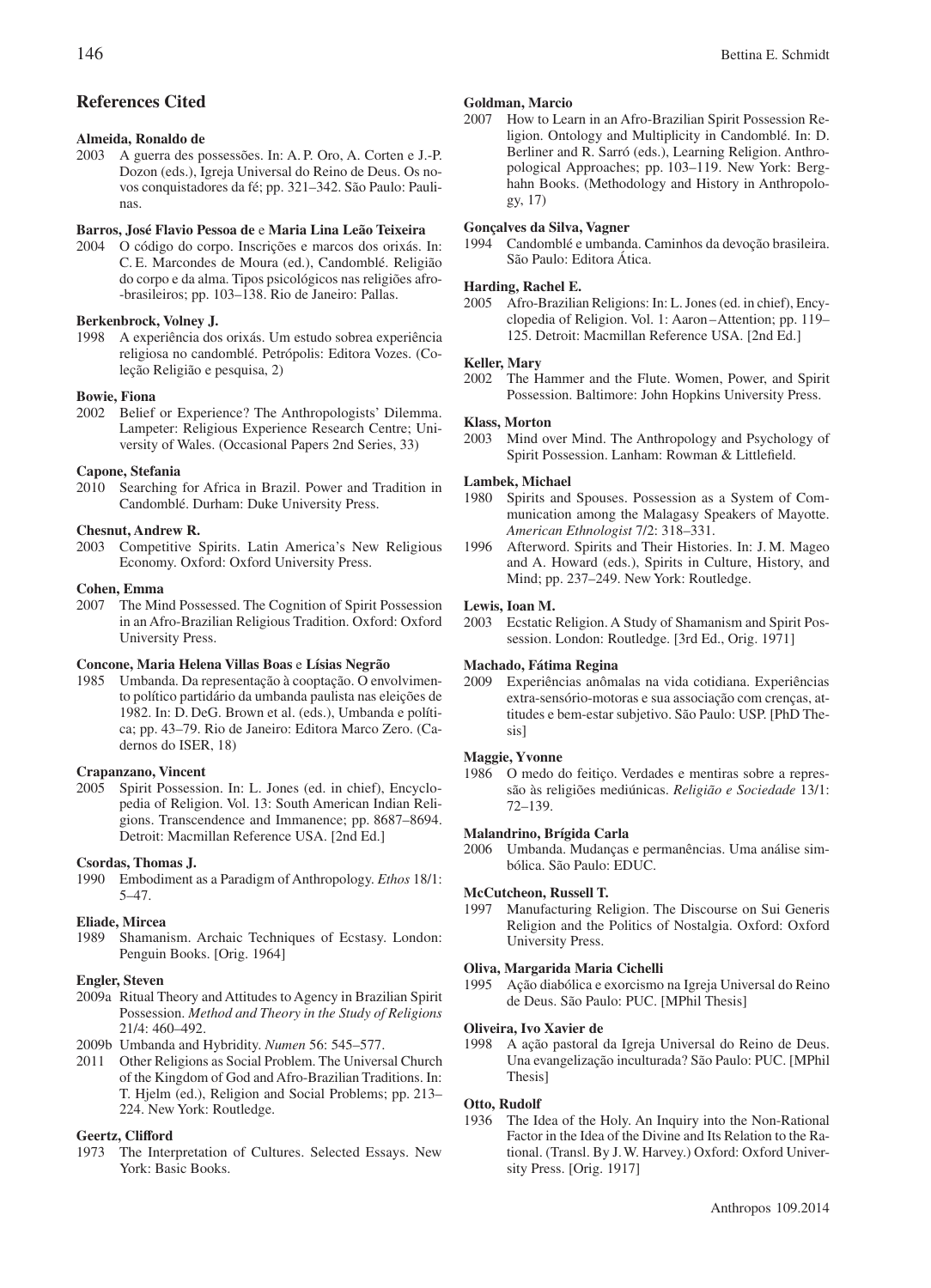## References Cited

**Almeida, Ronaldo de**

2003 A guerra des possessões. In: A. P. Oro, A. Corten e J.-P. Dozon (eds.), Igreja Universal do Reino de Deus. Os novos conquistadores da fé; pp. 321–342. São Paulo: Paulinas.

**Barros, José Flavio Pessoa de** e **Maria Lina Leão Teixeira**

2004 O código do corpo. Inscrições e marcos dos orixás. In: C. E. Marcondes de Moura (ed.), Candomblé. Religião do corpo e da alma. Tipos psicológicos nas religiões afro-brasileiros; pp. 103–138. Rio de Janeiro: Pallas.

**Berkenbrock, Volney J.**

1998 A experiência dos orixás. Um estudo sobrea experiência religiosa no candomblé. Petrópolis: Editora Vozes. (Coleção Religião e pesquisa, 2)

**Bowie, Fiona**

2002 Belief or Experience? The Anthropologists' Dilemma. Lampeter: Religious Experience Research Centre; University of Wales. (Occasional Papers 2nd Series, 33)

**Capone, Stefania**

2010 Searching for Africa in Brazil. Power and Tradition in Candomblé. Durham: Duke University Press.

**Chesnut, Andrew R.**

2003 Competitive Spirits. Latin America's New Religious Economy. Oxford: Oxford University Press.

**Cohen, Emma**

2007 The Mind Possessed. The Cognition of Spirit Possession in an Afro-Brazilian Religious Tradition. Oxford: Oxford University Press.

**Concone, Maria Helena Villas Boas** e **Lísias Negrão**

1985 Umbanda. Da representação à cooptação. O envolvimento político partidário da umbanda paulista nas eleições de 1982. In: D. DeG. Brown et al. (eds.), Umbanda e política; pp. 43–79. Rio de Janeiro: Editora Marco Zero. (Cadernos do ISER, 18)

**Crapanzano, Vincent**

2005 Spirit Possession. In: L. Jones (ed. in chief), Encyclopedia of Religion. Vol. 13: South American Indian Religions. Transcendence and Immanence; pp. 8687–8694. Detroit: Macmillan Reference USA. [2nd Ed.]

**Csordas, Thomas J.**

1990 Embodiment as a Paradigm of Anthropology. *Ethos* 18/1: 5–47.

**Eliade, Mircea**

1989 Shamanism. Archaic Techniques of Ecstasy. London: Penguin Books. [Orig. 1964]

**Engler, Steven**

2009a Ritual Theory and Attitudes to Agency in Brazilian Spirit Possession. *Method and Theory in the Study of Religions* 21/4: 460–492.

2009b Umbanda and Hybridity. *Numen* 56: 545–577.

2011 Other Religions as Social Problem. The Universal Church of the Kingdom of God and Afro-Brazilian Traditions. In: T. Hjelm (ed.), Religion and Social Problems; pp. 213–224. New York: Routledge.

**Geertz, Clifford**

1973 The Interpretation of Cultures. Selected Essays. New York: Basic Books.

**Goldman, Marcio**

2007 How to Learn in an Afro-Brazilian Spirit Possession Religion. Ontology and Multiplicity in Candomblé. In: D. Berliner and R. Sarró (eds.), Learning Religion. Anthropological Approaches; pp. 103–119. New York: Berghahn Books. (Methodology and History in Anthropology, 17)

**Gonçalves da Silva, Vagner**

1994 Candomblé e umbanda. Caminhos da devoção brasileira. São Paulo: Editora Ática.

**Harding, Rachel E.**

2005 Afro-Brazilian Religions: In: L. Jones (ed. in chief), Encyclopedia of Religion. Vol. 1: Aaron – Attention; pp. 119–125. Detroit: Macmillan Reference USA. [2nd Ed.]

**Keller, Mary**

2002 The Hammer and the Flute. Women, Power, and Spirit Possession. Baltimore: John Hopkins University Press.

**Klass, Morton**

2003 Mind over Mind. The Anthropology and Psychology of Spirit Possession. Lanham: Rowman & Littlefield.

**Lambek, Michael**

1980 Spirits and Spouses. Possession as a System of Communication among the Malagasy Speakers of Mayotte. *American Ethnologist* 7/2: 318–331.

1996 Afterword. Spirits and Their Histories. In: J. M. Mageo and A. Howard (eds.), Spirits in Culture, History, and Mind; pp. 237–249. New York: Routledge.

**Lewis, Ioan M.**

2003 Ecstatic Religion. A Study of Shamanism and Spirit Possession. London: Routledge. [3rd Ed., Orig. 1971]

**Machado, Fátima Regina**

2009 Experiências anômalas na vida cotidiana. Experiências extra-sensório-motoras e sua associação com crenças, attitudes e bem-estar subjetivo. São Paulo: USP. [PhD Thesis]

**Maggie, Yvonne**

1986 O medo do feitiço. Verdades e mentiras sobre a repressão às religiões mediúnicas. *Religião e Sociedade* 13/1: 72–139.

**Malandrino, Brígida Carla**

2006 Umbanda. Mudanças e permanências. Uma análise simbólica. São Paulo: EDUC.

**McCutcheon, Russell T.**

1997 Manufacturing Religion. The Discourse on Sui Generis Religion and the Politics of Nostalgia. Oxford: Oxford University Press.

**Oliva, Margarida Maria Cichelli**

1995 Ação diabólica e exorcismo na Igreja Universal do Reino de Deus. São Paulo: PUC. [MPhil Thesis]

**Oliveira, Ivo Xavier de**

1998 A ação pastoral da Igreja Universal do Reino de Deus. Una evangelização inculturada? São Paulo: PUC. [MPhil Thesis]

**Otto, Rudolf**

1936 The Idea of the Holy. An Inquiry into the Non-Rational Factor in the Idea of the Divine and Its Relation to the Rational. (Transl. By J. W. Harvey.) Oxford: Oxford University Press. [Orig. 1917]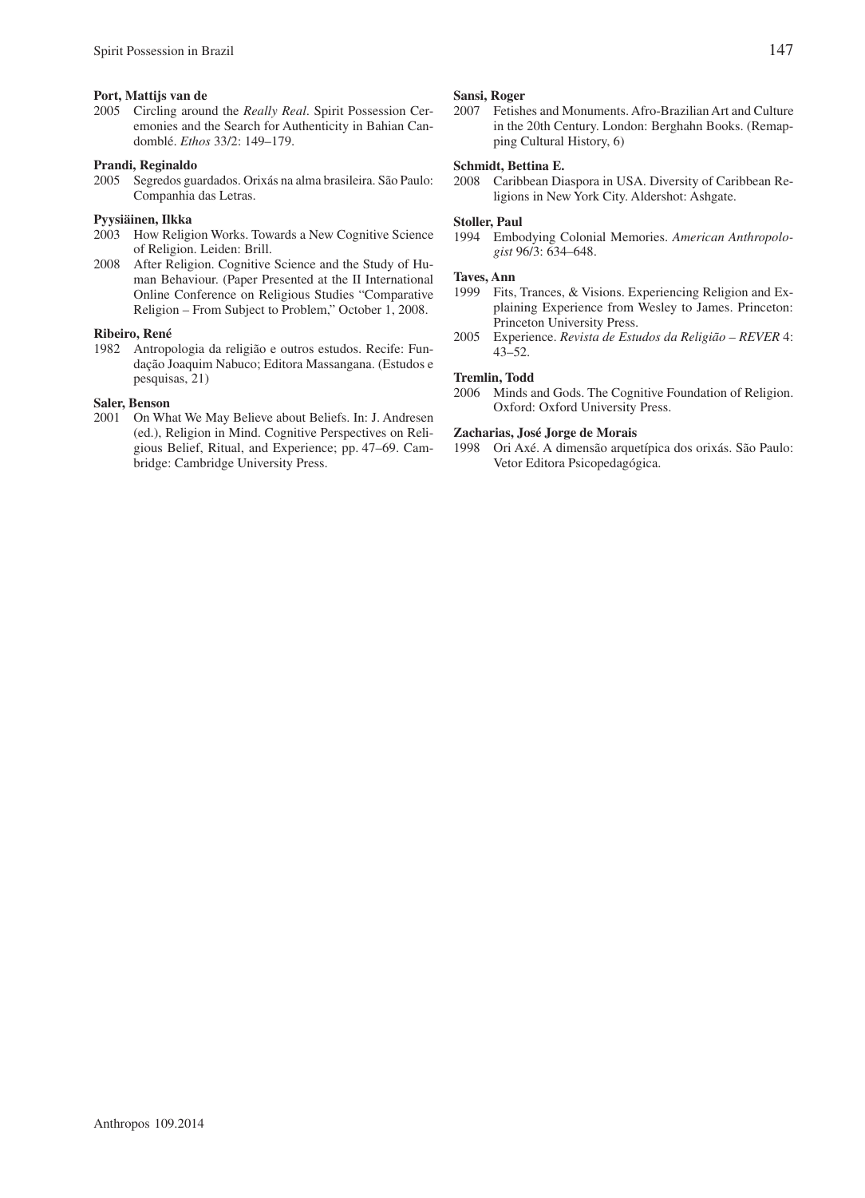**Port, Mattijs van de**

2005 Circling around the *Really Real*. Spirit Possession Ceremonies and the Search for Authenticity in Bahian Candomblé. *Ethos* 33/2: 149–179.

**Prandi, Reginaldo**

2005 Segredos guardados. Orixás na alma brasileira. São Paulo: Companhia das Letras.

**Pyysiäinen, Ilkka**

2003 How Religion Works. Towards a New Cognitive Science of Religion. Leiden: Brill.

2008 After Religion. Cognitive Science and the Study of Human Behaviour. (Paper Presented at the II International Online Conference on Religious Studies "Comparative Religion – From Subject to Problem," October 1, 2008.

**Ribeiro, René**

1982 Antropologia da religião e outros estudos. Recife: Fundação Joaquim Nabuco; Editora Massangana. (Estudos e pesquisas, 21)

**Saler, Benson**

2001 On What We May Believe about Beliefs. In: J. Andresen (ed.), Religion in Mind. Cognitive Perspectives on Religious Belief, Ritual, and Experience; pp. 47–69. Cambridge: Cambridge University Press.

**Sansi, Roger**

2007 Fetishes and Monuments. Afro-Brazilian Art and Culture in the 20th Century. London: Berghahn Books. (Remapping Cultural History, 6)

**Schmidt, Bettina E.**

2008 Caribbean Diaspora in USA. Diversity of Caribbean Religions in New York City. Aldershot: Ashgate.

**Stoller, Paul**

1994 Embodying Colonial Memories. *American Anthropologist* 96/3: 634–648.

**Taves, Ann**

1999 Fits, Trances, & Visions. Experiencing Religion and Explaining Experience from Wesley to James. Princeton: Princeton University Press.

2005 Experience. *Revista de Estudos da Religião – REVER* 4: 43–52.

**Tremlin, Todd**

2006 Minds and Gods. The Cognitive Foundation of Religion. Oxford: Oxford University Press.

**Zacharias, José Jorge de Morais**

1998 Ori Axé. A dimensão arquetípica dos orixás. São Paulo: Vetor Editora Psicopedagógica.